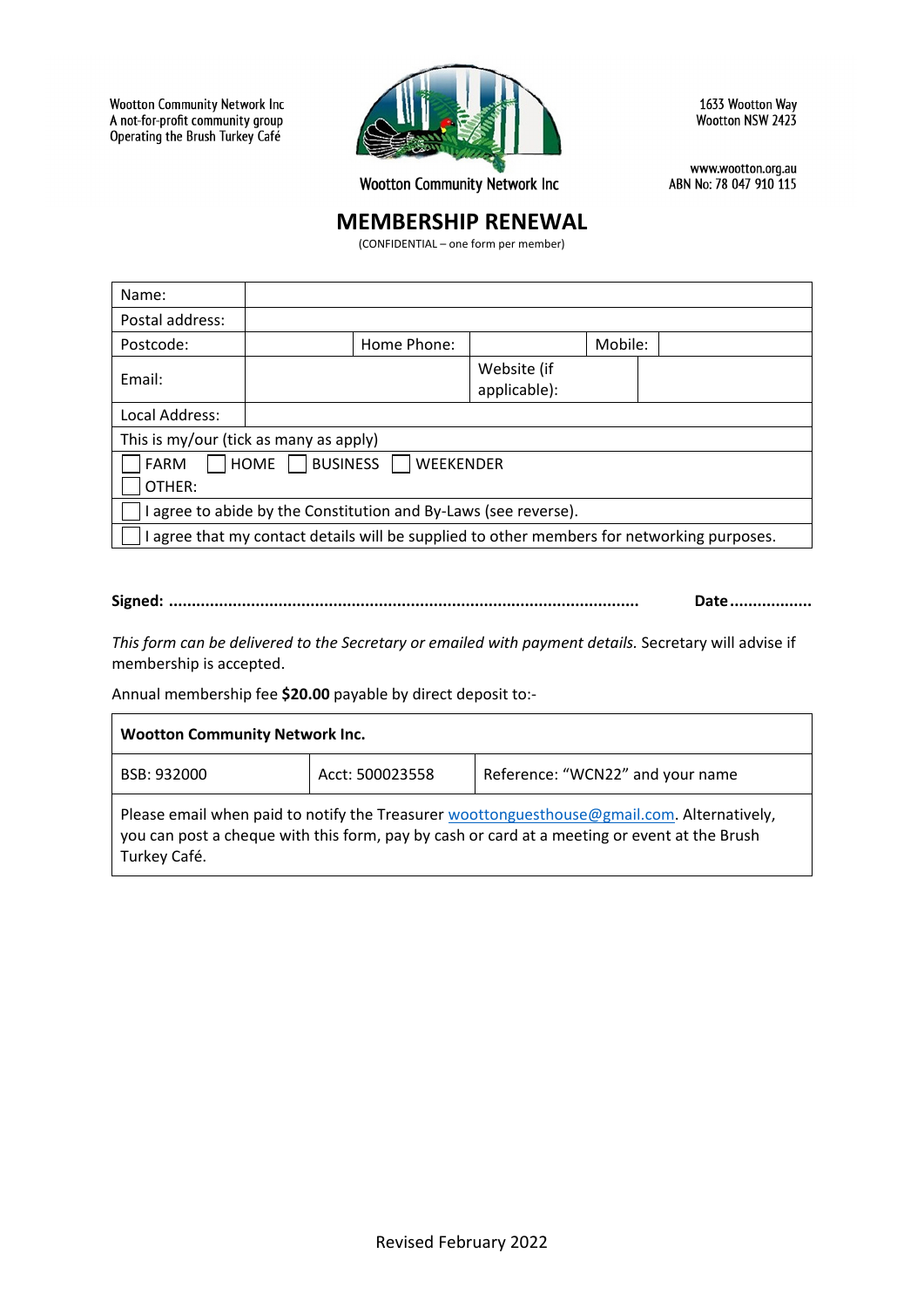Wootton Community Network Inc
A not-for-profit community group
Operating the Brush Turkey Café

Wootton Community Network Inc

1633 Wootton Way
Wootton NSW 2423

www.wootton.org.au
ABN No: 78 047 910 115

# MEMBERSHIP RENEWAL

(CONFIDENTIAL – one form per member)

| Name: | | | | | |
|---|---|---|---|---|---|
| Postal address: | | | | | |
| Postcode: | | Home Phone: | | Mobile: | |
| Email: | | Website (if applicable): | | | |
| Local Address: | | | | | |
| This is my/our (tick as many as apply) | | | | | |
| ☐ FARM ☐ HOME ☐ BUSINESS ☐ WEEKENDER ☐ OTHER: | | | | | |
| ☐ I agree to abide by the Constitution and By-Laws (see reverse). | | | | | |
| ☐ I agree that my contact details will be supplied to other members for networking purposes. | | | | | |

**Signed: ..........................................................................................** **Date..................**

*This form can be delivered to the Secretary or emailed with payment details.* Secretary will advise if membership is accepted.

Annual membership fee **$20.00** payable by direct deposit to:-

| **Wootton Community Network Inc.** | | |
|---|---|---|
| BSB: 932000 | Acct: 500023558 | Reference: "WCN22" and your name |
| Please email when paid to notify the Treasurer woottonguesthouse@gmail.com. Alternatively, you can post a cheque with this form, pay by cash or card at a meeting or event at the Brush Turkey Café. | | |

Revised February 2022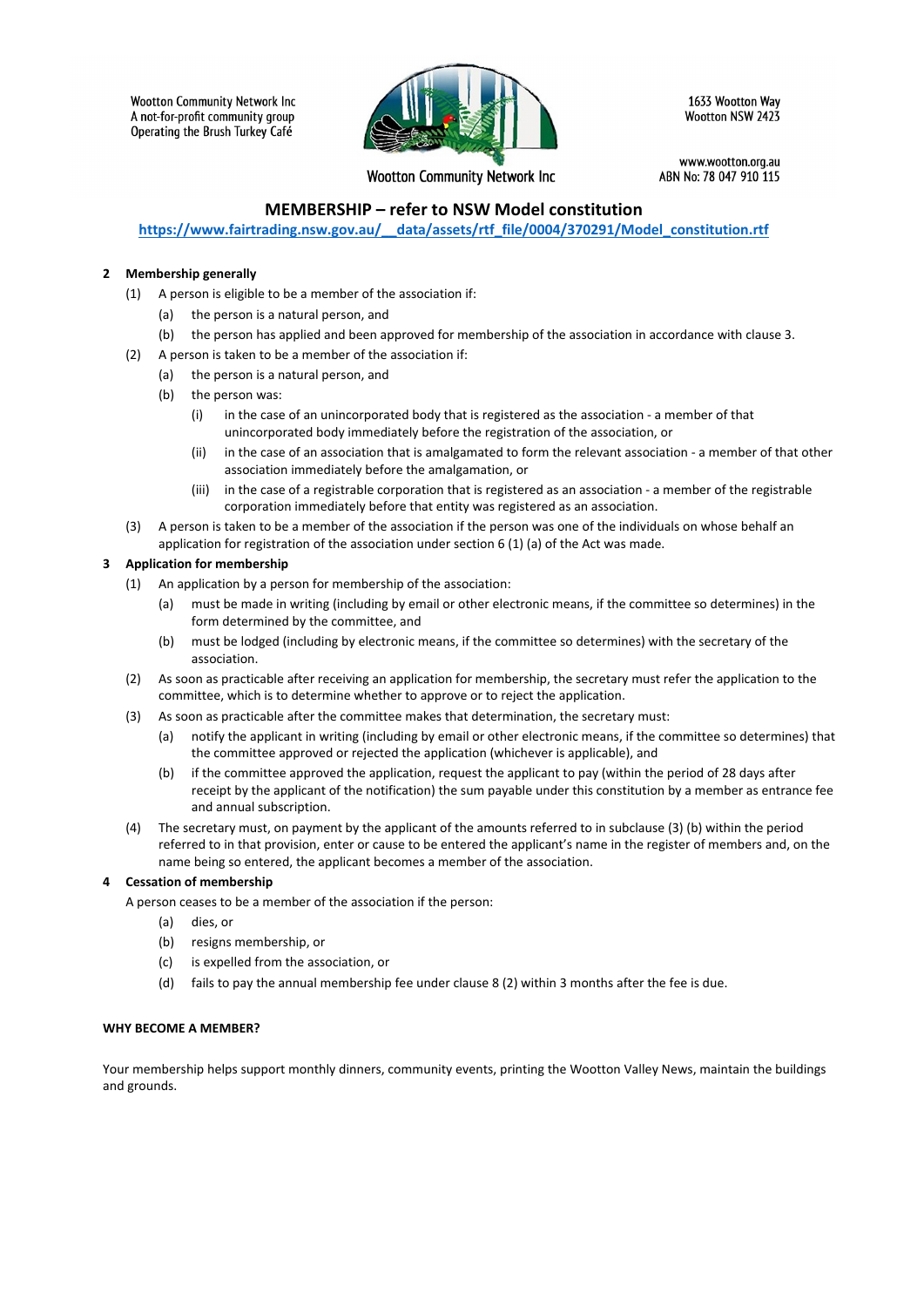Wootton Community Network Inc
A not-for-profit community group
Operating the Brush Turkey Café

Wootton Community Network Inc

1633 Wootton Way
Wootton NSW 2423

www.wootton.org.au
ABN No: 78 047 910 115

## MEMBERSHIP – refer to NSW Model constitution

https://www.fairtrading.nsw.gov.au/__data/assets/rtf_file/0004/370291/Model_constitution.rtf

**2 Membership generally**

(1) A person is eligible to be a member of the association if:

(a) the person is a natural person, and

(b) the person has applied and been approved for membership of the association in accordance with clause 3.

(2) A person is taken to be a member of the association if:

(a) the person is a natural person, and

(b) the person was:

(i) in the case of an unincorporated body that is registered as the association - a member of that unincorporated body immediately before the registration of the association, or

(ii) in the case of an association that is amalgamated to form the relevant association - a member of that other association immediately before the amalgamation, or

(iii) in the case of a registrable corporation that is registered as an association - a member of the registrable corporation immediately before that entity was registered as an association.

(3) A person is taken to be a member of the association if the person was one of the individuals on whose behalf an application for registration of the association under section 6 (1) (a) of the Act was made.

**3 Application for membership**

(1) An application by a person for membership of the association:

(a) must be made in writing (including by email or other electronic means, if the committee so determines) in the form determined by the committee, and

(b) must be lodged (including by electronic means, if the committee so determines) with the secretary of the association.

(2) As soon as practicable after receiving an application for membership, the secretary must refer the application to the committee, which is to determine whether to approve or to reject the application.

(3) As soon as practicable after the committee makes that determination, the secretary must:

(a) notify the applicant in writing (including by email or other electronic means, if the committee so determines) that the committee approved or rejected the application (whichever is applicable), and

(b) if the committee approved the application, request the applicant to pay (within the period of 28 days after receipt by the applicant of the notification) the sum payable under this constitution by a member as entrance fee and annual subscription.

(4) The secretary must, on payment by the applicant of the amounts referred to in subclause (3) (b) within the period referred to in that provision, enter or cause to be entered the applicant's name in the register of members and, on the name being so entered, the applicant becomes a member of the association.

**4 Cessation of membership**

A person ceases to be a member of the association if the person:

(a) dies, or

(b) resigns membership, or

(c) is expelled from the association, or

(d) fails to pay the annual membership fee under clause 8 (2) within 3 months after the fee is due.

**WHY BECOME A MEMBER?**

Your membership helps support monthly dinners, community events, printing the Wootton Valley News, maintain the buildings and grounds.